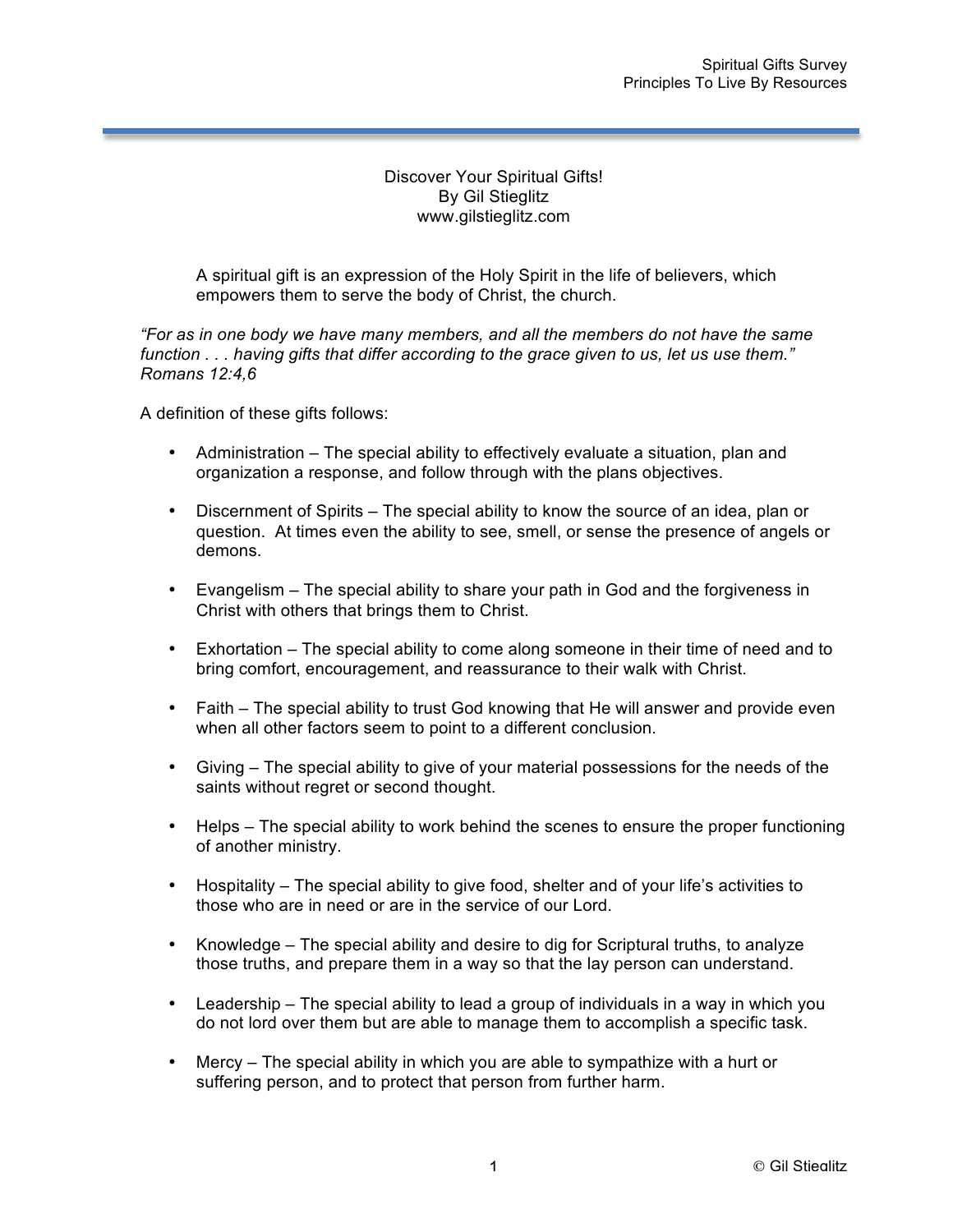Discover Your Spiritual Gifts!
By Gil Stieglitz
www.gilstieglitz.com

A spiritual gift is an expression of the Holy Spirit in the life of believers, which empowers them to serve the body of Christ, the church.

*"For as in one body we have many members, and all the members do not have the same function . . . having gifts that differ according to the grace given to us, let us use them." Romans 12:4,6*

A definition of these gifts follows:

- Administration – The special ability to effectively evaluate a situation, plan and organization a response, and follow through with the plans objectives.
- Discernment of Spirits – The special ability to know the source of an idea, plan or question. At times even the ability to see, smell, or sense the presence of angels or demons.
- Evangelism – The special ability to share your path in God and the forgiveness in Christ with others that brings them to Christ.
- Exhortation – The special ability to come along someone in their time of need and to bring comfort, encouragement, and reassurance to their walk with Christ.
- Faith – The special ability to trust God knowing that He will answer and provide even when all other factors seem to point to a different conclusion.
- Giving – The special ability to give of your material possessions for the needs of the saints without regret or second thought.
- Helps – The special ability to work behind the scenes to ensure the proper functioning of another ministry.
- Hospitality – The special ability to give food, shelter and of your life's activities to those who are in need or are in the service of our Lord.
- Knowledge – The special ability and desire to dig for Scriptural truths, to analyze those truths, and prepare them in a way so that the lay person can understand.
- Leadership – The special ability to lead a group of individuals in a way in which you do not lord over them but are able to manage them to accomplish a specific task.
- Mercy – The special ability in which you are able to sympathize with a hurt or suffering person, and to protect that person from further harm.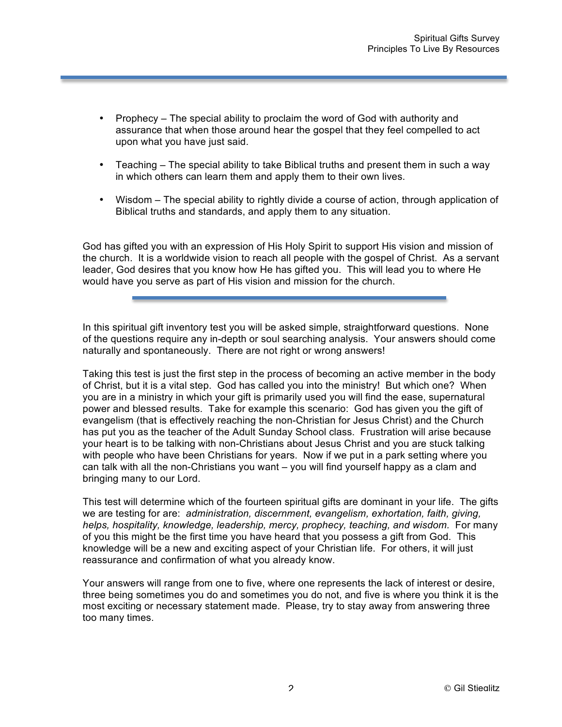- Prophecy – The special ability to proclaim the word of God with authority and assurance that when those around hear the gospel that they feel compelled to act upon what you have just said.

- Teaching – The special ability to take Biblical truths and present them in such a way in which others can learn them and apply them to their own lives.

- Wisdom – The special ability to rightly divide a course of action, through application of Biblical truths and standards, and apply them to any situation.

God has gifted you with an expression of His Holy Spirit to support His vision and mission of the church. It is a worldwide vision to reach all people with the gospel of Christ. As a servant leader, God desires that you know how He has gifted you. This will lead you to where He would have you serve as part of His vision and mission for the church.

---

In this spiritual gift inventory test you will be asked simple, straightforward questions. None of the questions require any in-depth or soul searching analysis. Your answers should come naturally and spontaneously. There are not right or wrong answers!

Taking this test is just the first step in the process of becoming an active member in the body of Christ, but it is a vital step. God has called you into the ministry! But which one? When you are in a ministry in which your gift is primarily used you will find the ease, supernatural power and blessed results. Take for example this scenario: God has given you the gift of evangelism (that is effectively reaching the non-Christian for Jesus Christ) and the Church has put you as the teacher of the Adult Sunday School class. Frustration will arise because your heart is to be talking with non-Christians about Jesus Christ and you are stuck talking with people who have been Christians for years. Now if we put in a park setting where you can talk with all the non-Christians you want – you will find yourself happy as a clam and bringing many to our Lord.

This test will determine which of the fourteen spiritual gifts are dominant in your life. The gifts we are testing for are: *administration, discernment, evangelism, exhortation, faith, giving, helps, hospitality, knowledge, leadership, mercy, prophecy, teaching, and wisdom.* For many of you this might be the first time you have heard that you possess a gift from God. This knowledge will be a new and exciting aspect of your Christian life. For others, it will just reassurance and confirmation of what you already know.

Your answers will range from one to five, where one represents the lack of interest or desire, three being sometimes you do and sometimes you do not, and five is where you think it is the most exciting or necessary statement made. Please, try to stay away from answering three too many times.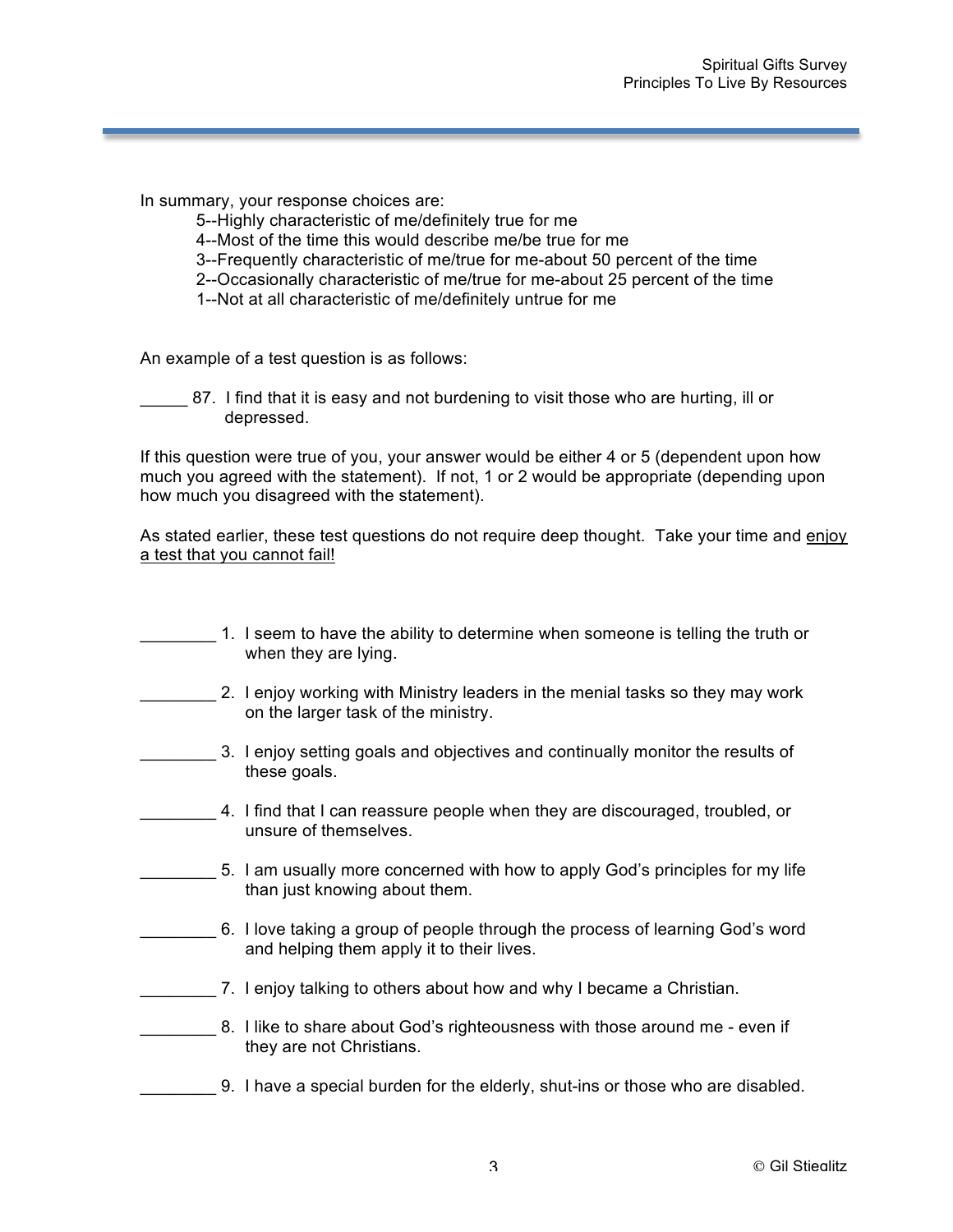In summary, your response choices are:

5--Highly characteristic of me/definitely true for me
4--Most of the time this would describe me/be true for me
3--Frequently characteristic of me/true for me-about 50 percent of the time
2--Occasionally characteristic of me/true for me-about 25 percent of the time
1--Not at all characteristic of me/definitely untrue for me

An example of a test question is as follows:

_____ 87. I find that it is easy and not burdening to visit those who are hurting, ill or depressed.

If this question were true of you, your answer would be either 4 or 5 (dependent upon how much you agreed with the statement). If not, 1 or 2 would be appropriate (depending upon how much you disagreed with the statement).

As stated earlier, these test questions do not require deep thought. Take your time and <u>enjoy a test that you cannot fail!</u>

________ 1. I seem to have the ability to determine when someone is telling the truth or when they are lying.

________ 2. I enjoy working with Ministry leaders in the menial tasks so they may work on the larger task of the ministry.

________ 3. I enjoy setting goals and objectives and continually monitor the results of these goals.

________ 4. I find that I can reassure people when they are discouraged, troubled, or unsure of themselves.

________ 5. I am usually more concerned with how to apply God's principles for my life than just knowing about them.

________ 6. I love taking a group of people through the process of learning God's word and helping them apply it to their lives.

________ 7. I enjoy talking to others about how and why I became a Christian.

________ 8. I like to share about God's righteousness with those around me - even if they are not Christians.

________ 9. I have a special burden for the elderly, shut-ins or those who are disabled.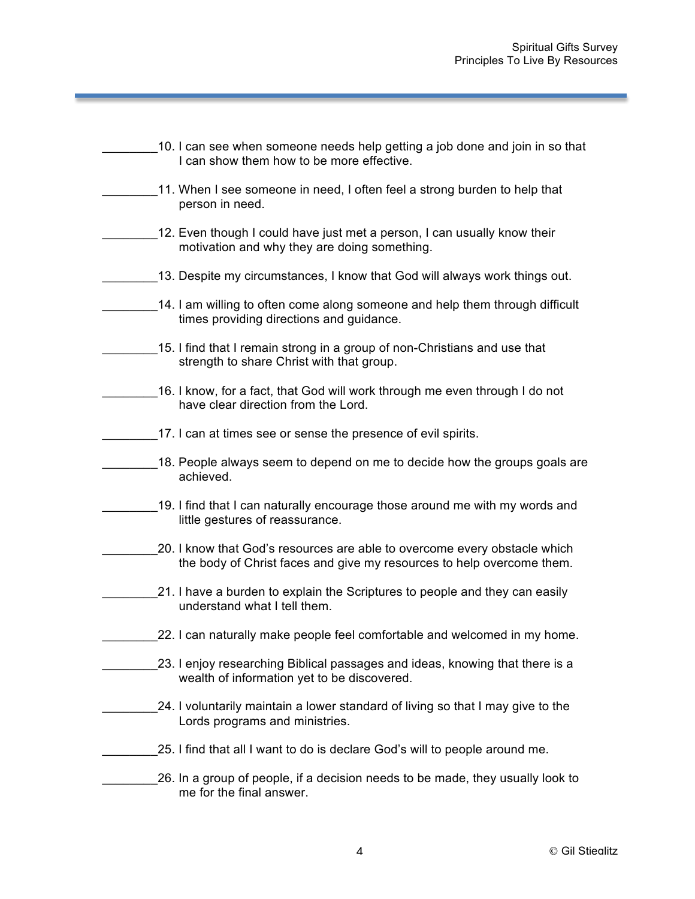________10. I can see when someone needs help getting a job done and join in so that I can show them how to be more effective.

________11. When I see someone in need, I often feel a strong burden to help that person in need.

________12. Even though I could have just met a person, I can usually know their motivation and why they are doing something.

________13. Despite my circumstances, I know that God will always work things out.

________14. I am willing to often come along someone and help them through difficult times providing directions and guidance.

________15. I find that I remain strong in a group of non-Christians and use that strength to share Christ with that group.

________16. I know, for a fact, that God will work through me even through I do not have clear direction from the Lord.

________17. I can at times see or sense the presence of evil spirits.

________18. People always seem to depend on me to decide how the groups goals are achieved.

________19. I find that I can naturally encourage those around me with my words and little gestures of reassurance.

________20. I know that God's resources are able to overcome every obstacle which the body of Christ faces and give my resources to help overcome them.

________21. I have a burden to explain the Scriptures to people and they can easily understand what I tell them.

________22. I can naturally make people feel comfortable and welcomed in my home.

________23. I enjoy researching Biblical passages and ideas, knowing that there is a wealth of information yet to be discovered.

________24. I voluntarily maintain a lower standard of living so that I may give to the Lords programs and ministries.

________25. I find that all I want to do is declare God's will to people around me.

________26. In a group of people, if a decision needs to be made, they usually look to me for the final answer.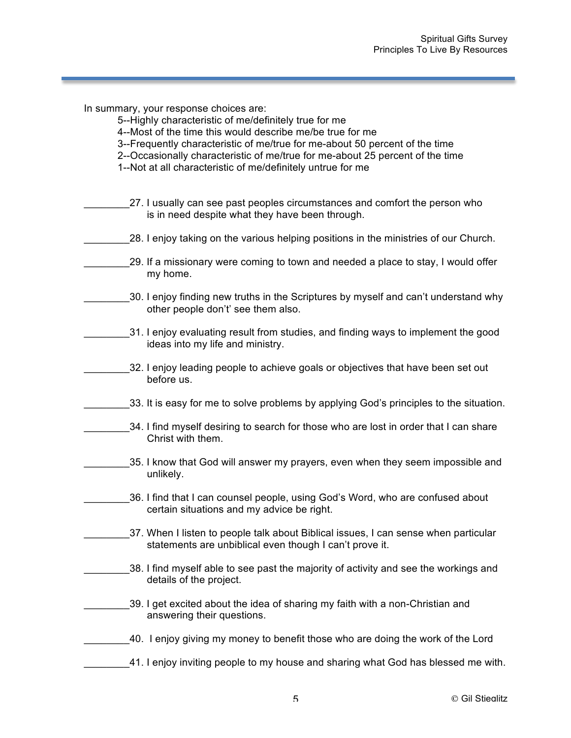In summary, your response choices are:

- 5--Highly characteristic of me/definitely true for me
- 4--Most of the time this would describe me/be true for me
- 3--Frequently characteristic of me/true for me-about 50 percent of the time
- 2--Occasionally characteristic of me/true for me-about 25 percent of the time
- 1--Not at all characteristic of me/definitely untrue for me

________27. I usually can see past peoples circumstances and comfort the person who is in need despite what they have been through.

________28. I enjoy taking on the various helping positions in the ministries of our Church.

________29. If a missionary were coming to town and needed a place to stay, I would offer my home.

________30. I enjoy finding new truths in the Scriptures by myself and can't understand why other people don't' see them also.

________31. I enjoy evaluating result from studies, and finding ways to implement the good ideas into my life and ministry.

________32. I enjoy leading people to achieve goals or objectives that have been set out before us.

________33. It is easy for me to solve problems by applying God's principles to the situation.

________34. I find myself desiring to search for those who are lost in order that I can share Christ with them.

________35. I know that God will answer my prayers, even when they seem impossible and unlikely.

________36. I find that I can counsel people, using God's Word, who are confused about certain situations and my advice be right.

________37. When I listen to people talk about Biblical issues, I can sense when particular statements are unbiblical even though I can't prove it.

________38. I find myself able to see past the majority of activity and see the workings and details of the project.

________39. I get excited about the idea of sharing my faith with a non-Christian and answering their questions.

________40. I enjoy giving my money to benefit those who are doing the work of the Lord

________41. I enjoy inviting people to my house and sharing what God has blessed me with.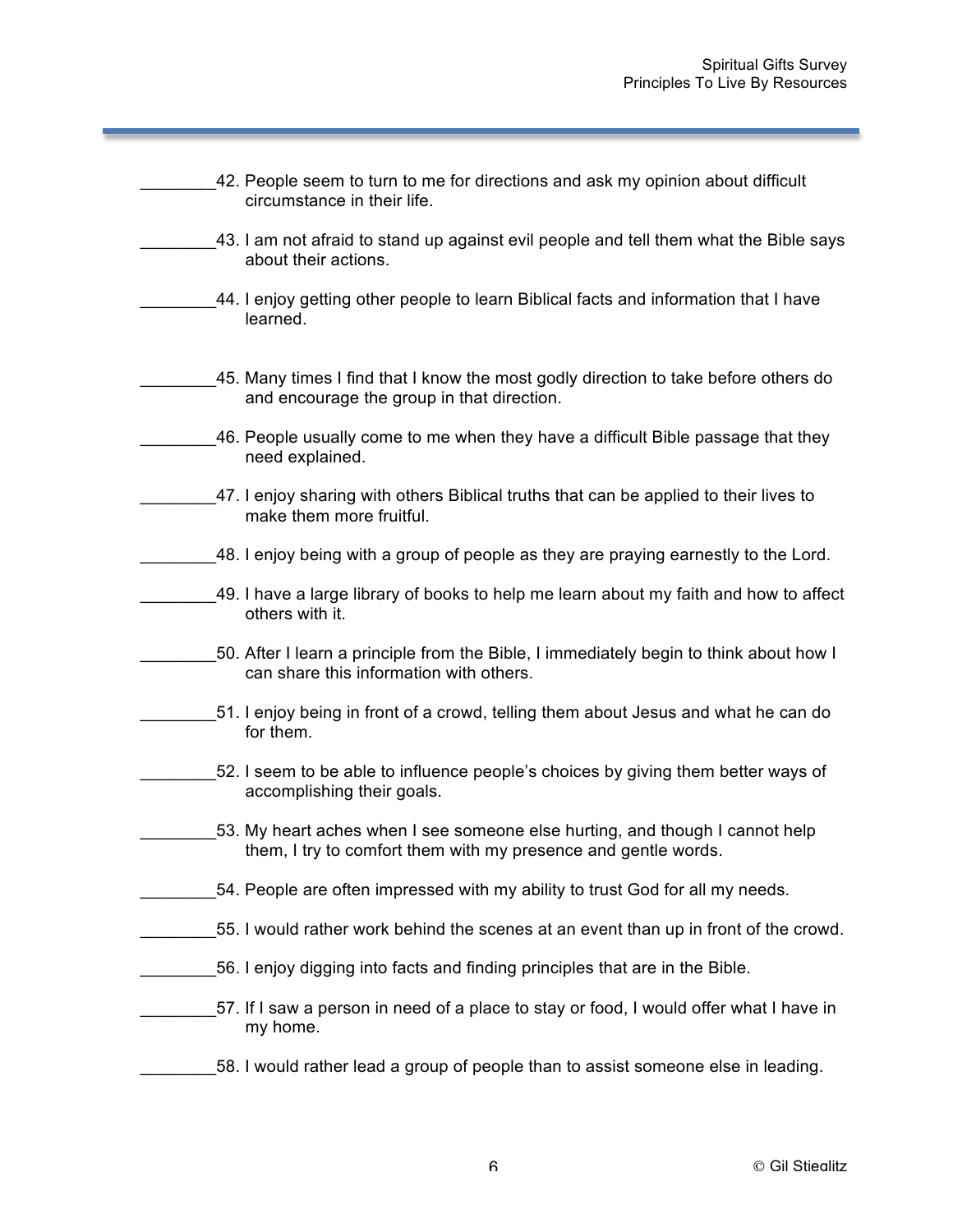________42. People seem to turn to me for directions and ask my opinion about difficult circumstance in their life.

________43. I am not afraid to stand up against evil people and tell them what the Bible says about their actions.

________44. I enjoy getting other people to learn Biblical facts and information that I have learned.

________45. Many times I find that I know the most godly direction to take before others do and encourage the group in that direction.

________46. People usually come to me when they have a difficult Bible passage that they need explained.

________47. I enjoy sharing with others Biblical truths that can be applied to their lives to make them more fruitful.

________48. I enjoy being with a group of people as they are praying earnestly to the Lord.

________49. I have a large library of books to help me learn about my faith and how to affect others with it.

________50. After I learn a principle from the Bible, I immediately begin to think about how I can share this information with others.

________51. I enjoy being in front of a crowd, telling them about Jesus and what he can do for them.

________52. I seem to be able to influence people's choices by giving them better ways of accomplishing their goals.

________53. My heart aches when I see someone else hurting, and though I cannot help them, I try to comfort them with my presence and gentle words.

________54. People are often impressed with my ability to trust God for all my needs.

________55. I would rather work behind the scenes at an event than up in front of the crowd.

________56. I enjoy digging into facts and finding principles that are in the Bible.

________57. If I saw a person in need of a place to stay or food, I would offer what I have in my home.

________58. I would rather lead a group of people than to assist someone else in leading.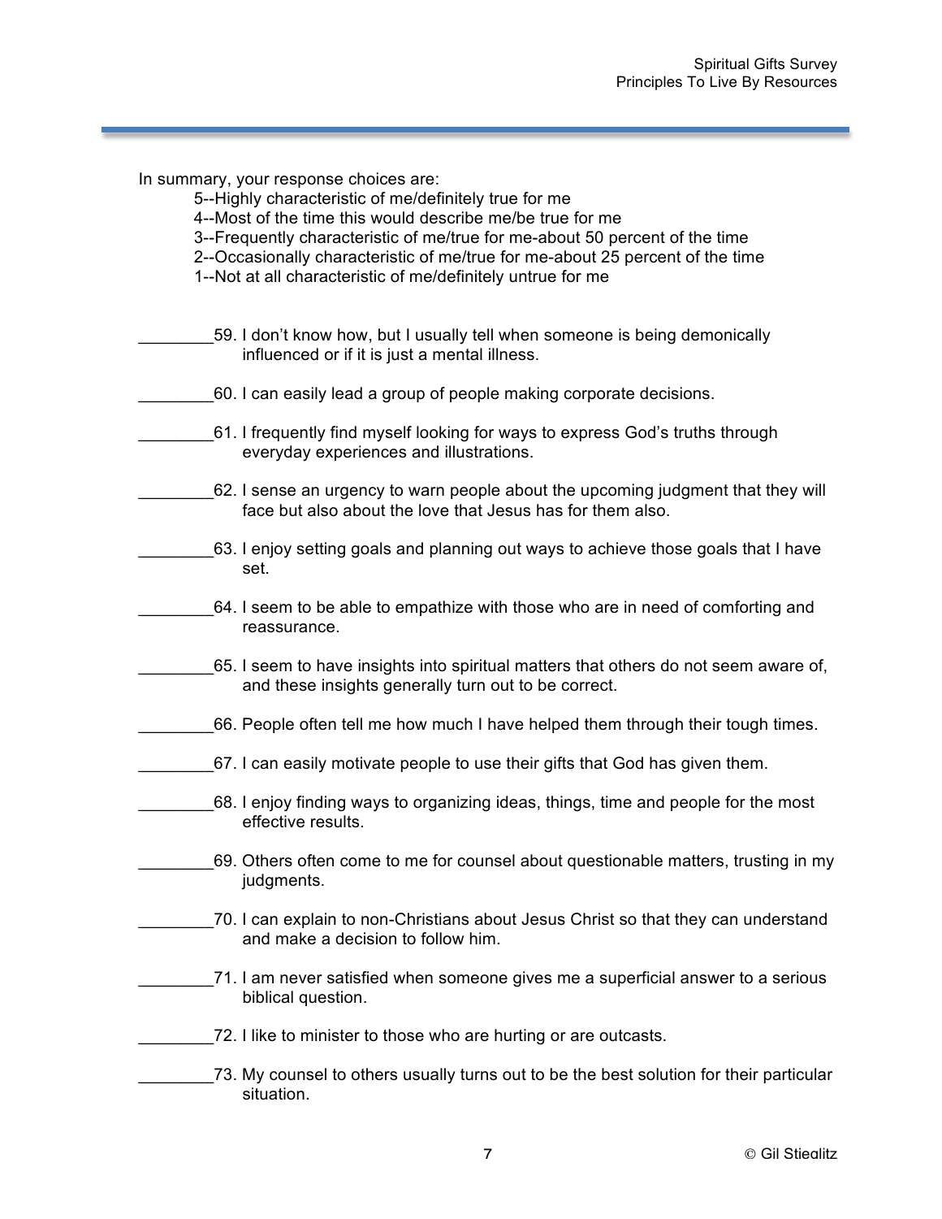In summary, your response choices are:

5--Highly characteristic of me/definitely true for me
4--Most of the time this would describe me/be true for me
3--Frequently characteristic of me/true for me-about 50 percent of the time
2--Occasionally characteristic of me/true for me-about 25 percent of the time
1--Not at all characteristic of me/definitely untrue for me

________59. I don't know how, but I usually tell when someone is being demonically influenced or if it is just a mental illness.

________60. I can easily lead a group of people making corporate decisions.

________61. I frequently find myself looking for ways to express God's truths through everyday experiences and illustrations.

________62. I sense an urgency to warn people about the upcoming judgment that they will face but also about the love that Jesus has for them also.

________63. I enjoy setting goals and planning out ways to achieve those goals that I have set.

________64. I seem to be able to empathize with those who are in need of comforting and reassurance.

________65. I seem to have insights into spiritual matters that others do not seem aware of, and these insights generally turn out to be correct.

________66. People often tell me how much I have helped them through their tough times.

________67. I can easily motivate people to use their gifts that God has given them.

________68. I enjoy finding ways to organizing ideas, things, time and people for the most effective results.

________69. Others often come to me for counsel about questionable matters, trusting in my judgments.

________70. I can explain to non-Christians about Jesus Christ so that they can understand and make a decision to follow him.

________71. I am never satisfied when someone gives me a superficial answer to a serious biblical question.

________72. I like to minister to those who are hurting or are outcasts.

________73. My counsel to others usually turns out to be the best solution for their particular situation.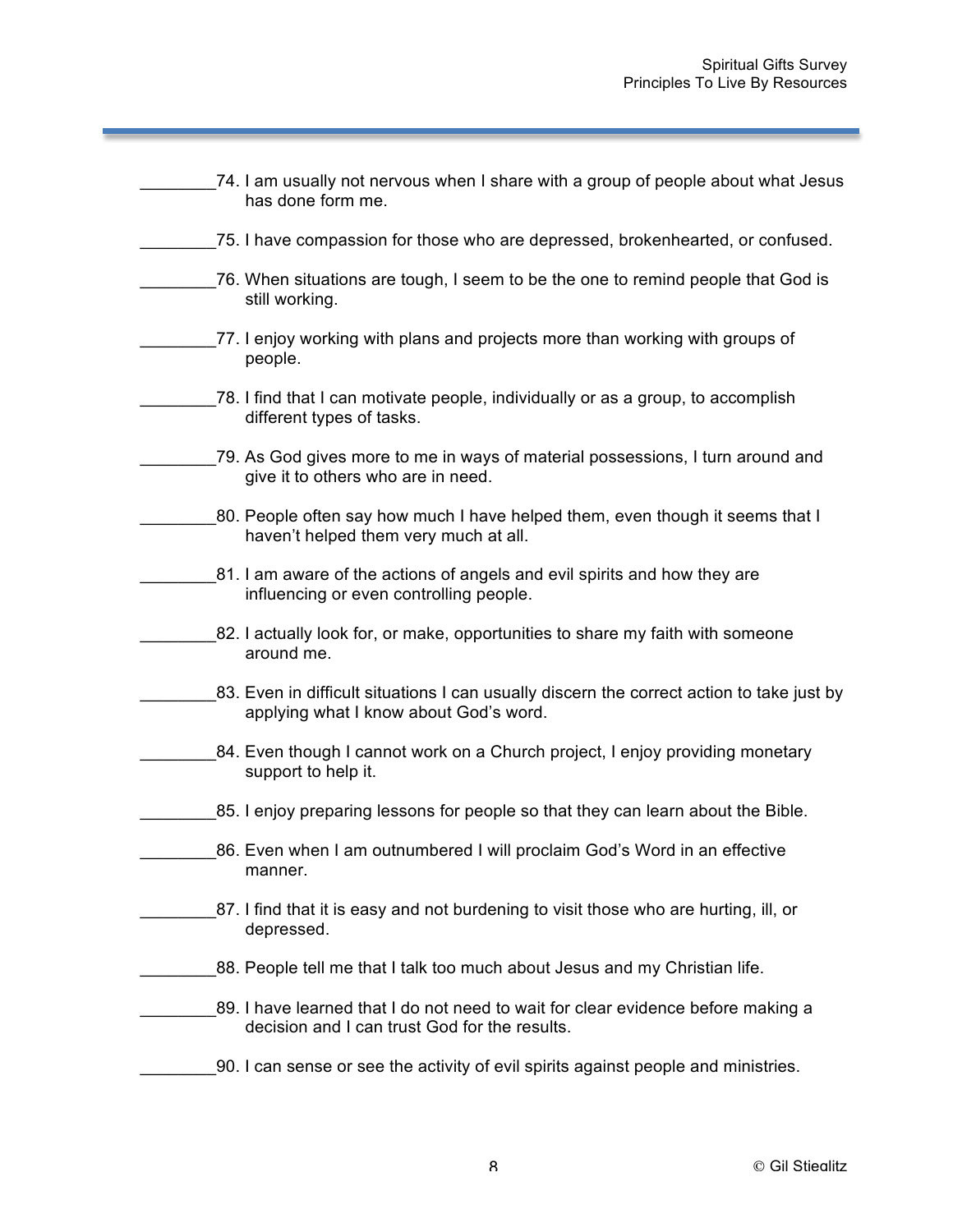________74. I am usually not nervous when I share with a group of people about what Jesus has done form me.

________75. I have compassion for those who are depressed, brokenhearted, or confused.

________76. When situations are tough, I seem to be the one to remind people that God is still working.

________77. I enjoy working with plans and projects more than working with groups of people.

________78. I find that I can motivate people, individually or as a group, to accomplish different types of tasks.

________79. As God gives more to me in ways of material possessions, I turn around and give it to others who are in need.

________80. People often say how much I have helped them, even though it seems that I haven't helped them very much at all.

________81. I am aware of the actions of angels and evil spirits and how they are influencing or even controlling people.

________82. I actually look for, or make, opportunities to share my faith with someone around me.

________83. Even in difficult situations I can usually discern the correct action to take just by applying what I know about God's word.

________84. Even though I cannot work on a Church project, I enjoy providing monetary support to help it.

________85. I enjoy preparing lessons for people so that they can learn about the Bible.

________86. Even when I am outnumbered I will proclaim God's Word in an effective manner.

________87. I find that it is easy and not burdening to visit those who are hurting, ill, or depressed.

________88. People tell me that I talk too much about Jesus and my Christian life.

________89. I have learned that I do not need to wait for clear evidence before making a decision and I can trust God for the results.

________90. I can sense or see the activity of evil spirits against people and ministries.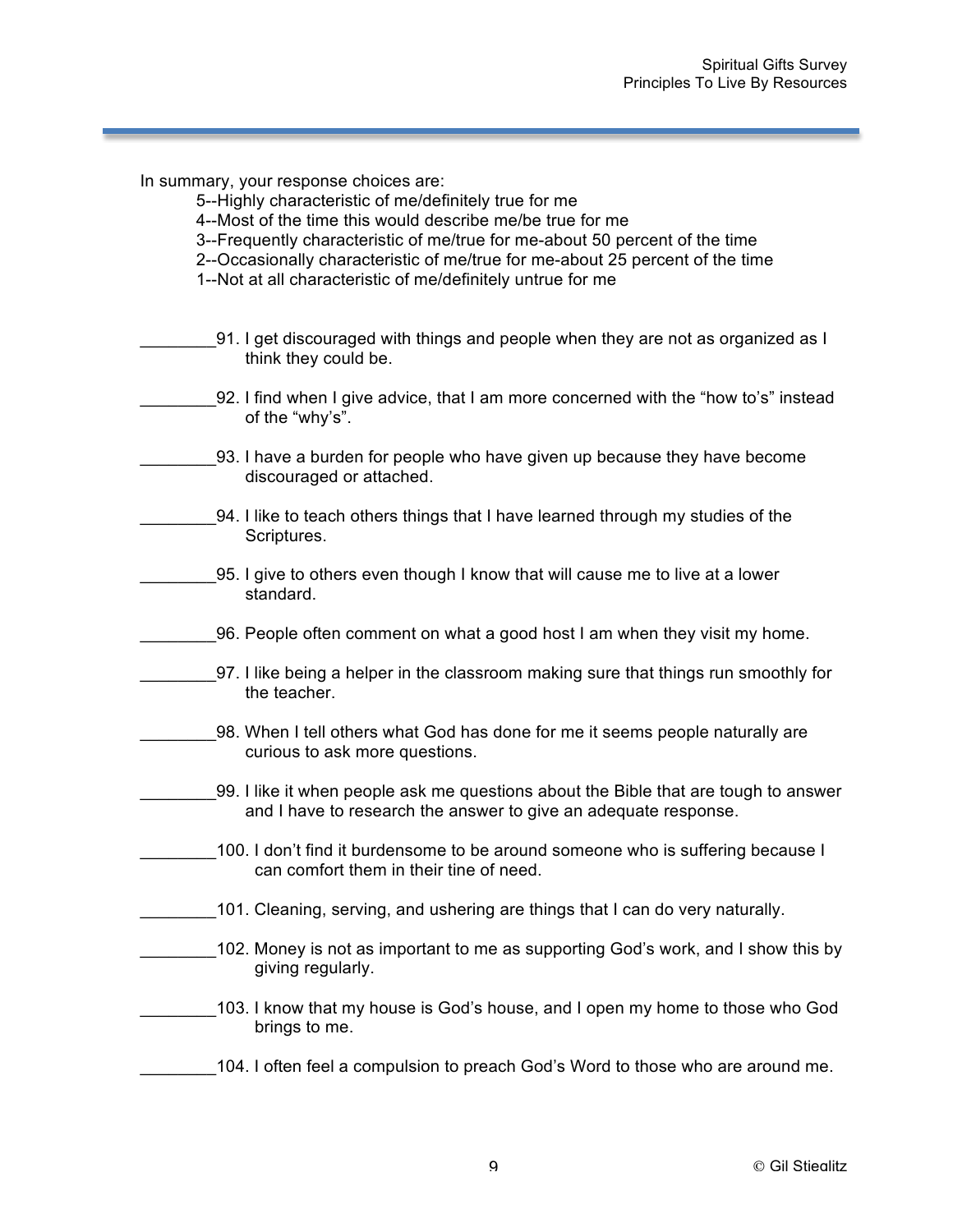In summary, your response choices are:

5--Highly characteristic of me/definitely true for me
4--Most of the time this would describe me/be true for me
3--Frequently characteristic of me/true for me-about 50 percent of the time
2--Occasionally characteristic of me/true for me-about 25 percent of the time
1--Not at all characteristic of me/definitely untrue for me

________91. I get discouraged with things and people when they are not as organized as I think they could be.

________92. I find when I give advice, that I am more concerned with the “how to’s” instead of the “why’s”.

________93. I have a burden for people who have given up because they have become discouraged or attached.

________94. I like to teach others things that I have learned through my studies of the Scriptures.

________95. I give to others even though I know that will cause me to live at a lower standard.

________96. People often comment on what a good host I am when they visit my home.

________97. I like being a helper in the classroom making sure that things run smoothly for the teacher.

________98. When I tell others what God has done for me it seems people naturally are curious to ask more questions.

________99. I like it when people ask me questions about the Bible that are tough to answer and I have to research the answer to give an adequate response.

________100. I don’t find it burdensome to be around someone who is suffering because I can comfort them in their tine of need.

________101. Cleaning, serving, and ushering are things that I can do very naturally.

________102. Money is not as important to me as supporting God’s work, and I show this by giving regularly.

________103. I know that my house is God’s house, and I open my home to those who God brings to me.

________104. I often feel a compulsion to preach God’s Word to those who are around me.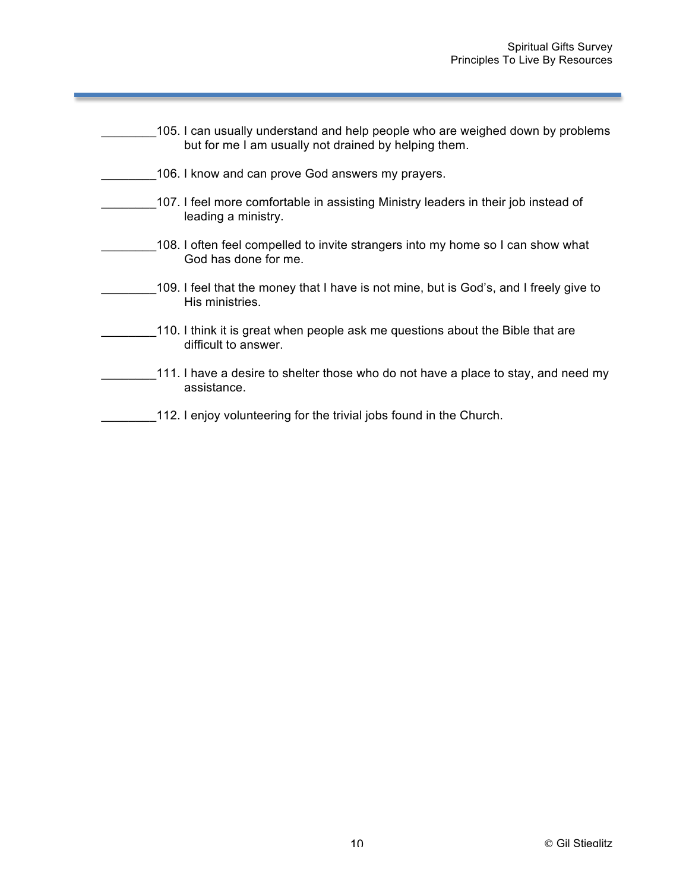________105. I can usually understand and help people who are weighed down by problems but for me I am usually not drained by helping them.

________106. I know and can prove God answers my prayers.

________107. I feel more comfortable in assisting Ministry leaders in their job instead of leading a ministry.

________108. I often feel compelled to invite strangers into my home so I can show what God has done for me.

________109. I feel that the money that I have is not mine, but is God's, and I freely give to His ministries.

________110. I think it is great when people ask me questions about the Bible that are difficult to answer.

________111. I have a desire to shelter those who do not have a place to stay, and need my assistance.

________112. I enjoy volunteering for the trivial jobs found in the Church.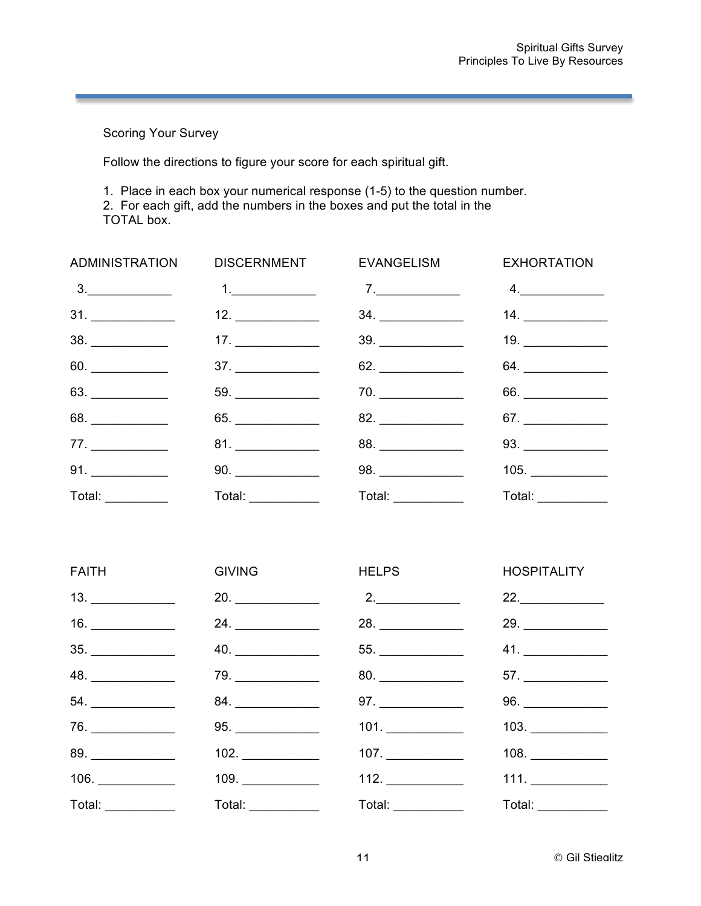Scoring Your Survey

Follow the directions to figure your score for each spiritual gift.

1. Place in each box your numerical response (1-5) to the question number.
2. For each gift, add the numbers in the boxes and put the total in the TOTAL box.

| ADMINISTRATION | DISCERNMENT | EVANGELISM | EXHORTATION |
|---|---|---|---|
| 3.____________ | 1.____________ | 7.____________ | 4.____________ |
| 31. ____________ | 12. ____________ | 34. ____________ | 14. ____________ |
| 38. ___________ | 17. ____________ | 39. ____________ | 19. ____________ |
| 60. ___________ | 37. ____________ | 62. ____________ | 64. ____________ |
| 63. ___________ | 59. ____________ | 70. ____________ | 66. ____________ |
| 68. ___________ | 65. ____________ | 82. ____________ | 67. ____________ |
| 77. ___________ | 81. ____________ | 88. ____________ | 93. ____________ |
| 91. ___________ | 90. ____________ | 98. ____________ | 105. ___________ |
| Total: _________ | Total: __________ | Total: __________ | Total: __________ |

| FAITH | GIVING | HELPS | HOSPITALITY |
|---|---|---|---|
| 13. ____________ | 20. ____________ | 2.____________ | 22.____________ |
| 16. ____________ | 24. ____________ | 28. ____________ | 29. ____________ |
| 35. ____________ | 40. ____________ | 55. ____________ | 41. ____________ |
| 48. ____________ | 79. ____________ | 80. ____________ | 57. ____________ |
| 54. ____________ | 84. ____________ | 97. ____________ | 96. ____________ |
| 76. ____________ | 95. ____________ | 101. ___________ | 103. ___________ |
| 89. ____________ | 102. ___________ | 107. ___________ | 108. ___________ |
| 106. ___________ | 109. ___________ | 112. ___________ | 111. ___________ |
| Total: __________ | Total: __________ | Total: __________ | Total: __________ |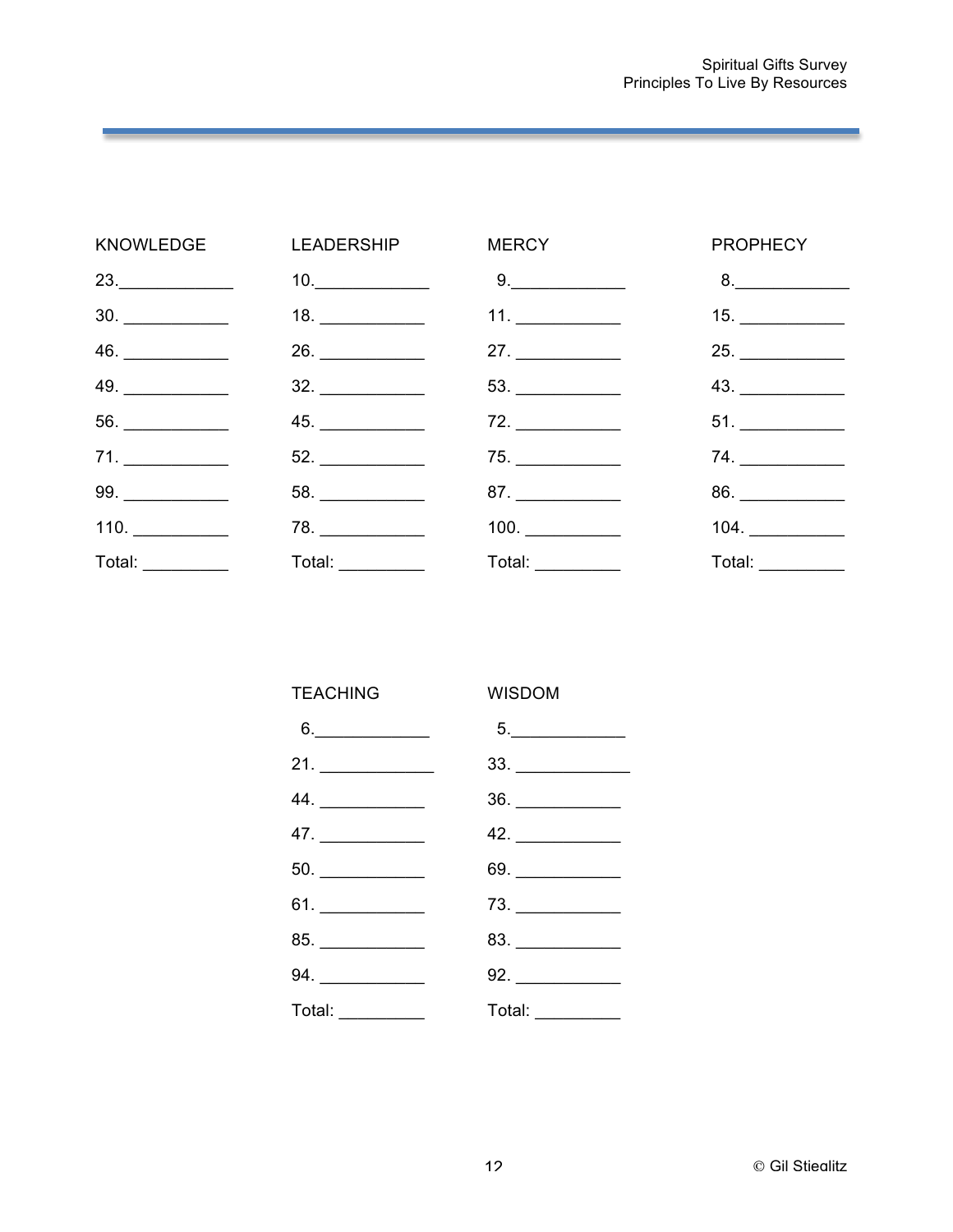| KNOWLEDGE | LEADERSHIP | MERCY | PROPHECY |
|---|---|---|---|
| 23.____________ | 10.____________ | 9.____________ | 8.____________ |
| 30. ___________ | 18. ___________ | 11. ___________ | 15. ___________ |
| 46. ___________ | 26. ___________ | 27. ___________ | 25. ___________ |
| 49. ___________ | 32. ___________ | 53. ___________ | 43. ___________ |
| 56. ___________ | 45. ___________ | 72. ___________ | 51. ___________ |
| 71. ___________ | 52. ___________ | 75. ___________ | 74. ___________ |
| 99. ___________ | 58. ___________ | 87. ___________ | 86. ___________ |
| 110. __________ | 78. ___________ | 100. __________ | 104. __________ |
| Total: _________ | Total: _________ | Total: _________ | Total: _________ |

| TEACHING | WISDOM |
|---|---|
| 6.____________ | 5.____________ |
| 21. ____________ | 33. ____________ |
| 44. ___________ | 36. ___________ |
| 47. ___________ | 42. ___________ |
| 50. ___________ | 69. ___________ |
| 61. ___________ | 73. ___________ |
| 85. ___________ | 83. ___________ |
| 94. ___________ | 92. ___________ |
| Total: _________ | Total: _________ |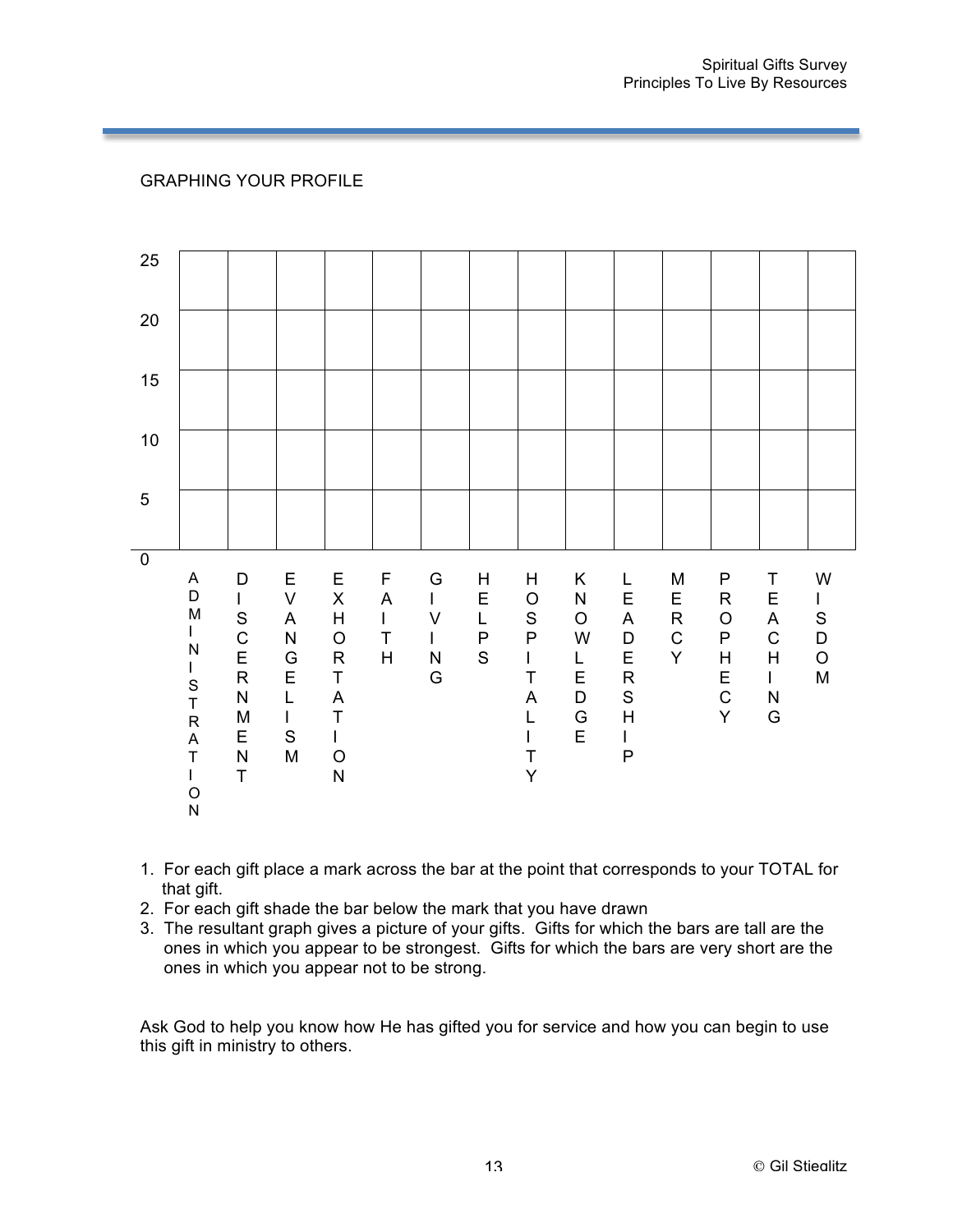GRAPHING YOUR PROFILE

25

20

15

10

5

0

ADMINISTRATION

DISCERNMENT

EVANGELISM

EXHORTATION

FAITH

GIVING

HELPS

HOSPITALITY

KNOWLEDGE

LEADERSHIP

MERCY

PROPHECY

TEACHING

WISDOM

1. For each gift place a mark across the bar at the point that corresponds to your TOTAL for that gift.
2. For each gift shade the bar below the mark that you have drawn
3. The resultant graph gives a picture of your gifts. Gifts for which the bars are tall are the ones in which you appear to be strongest. Gifts for which the bars are very short are the ones in which you appear not to be strong.

Ask God to help you know how He has gifted you for service and how you can begin to use this gift in ministry to others.